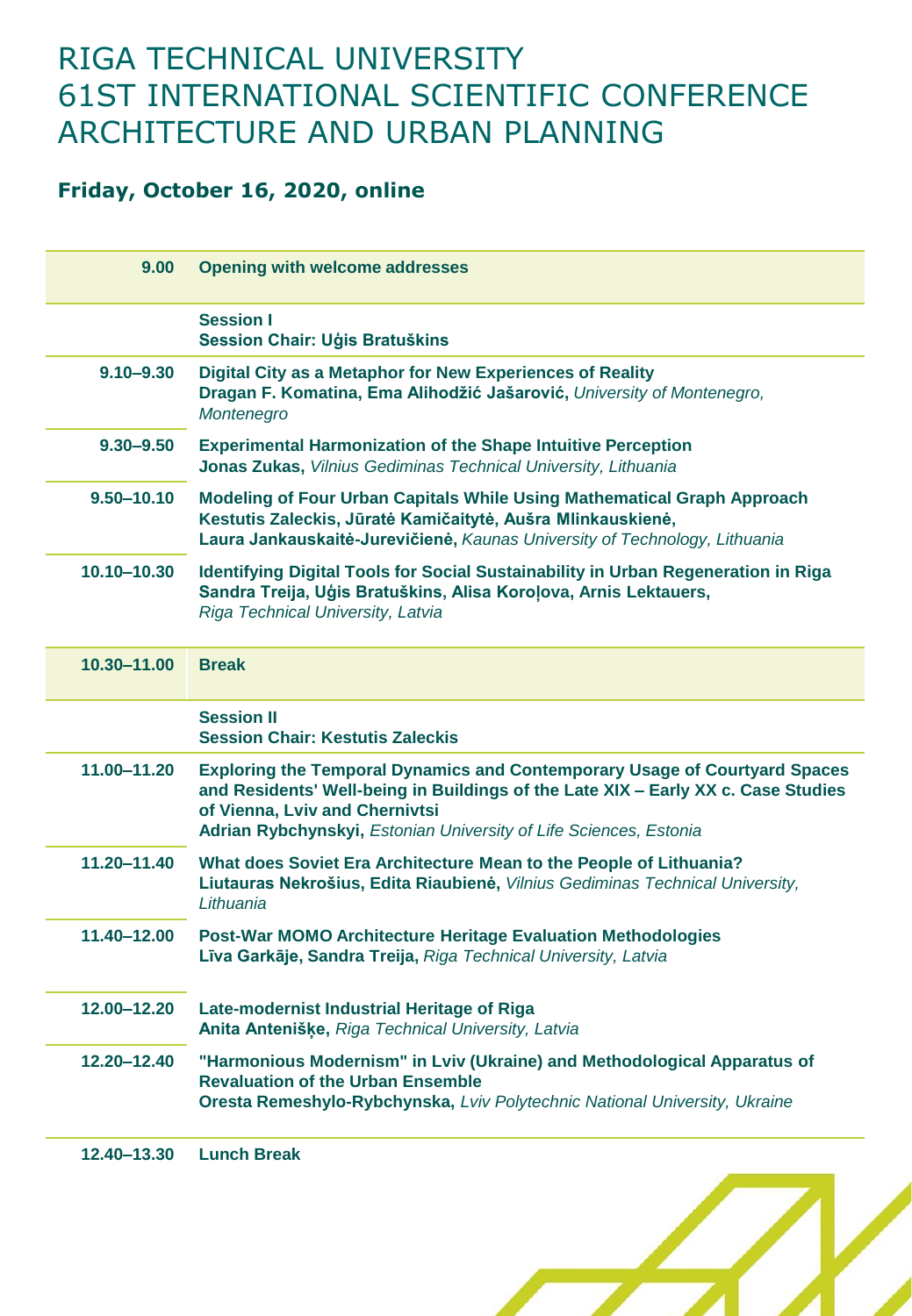# RIGA TECHNICAL UNIVERSITY
# 61ST INTERNATIONAL SCIENTIFIC CONFERENCE
# ARCHITECTURE AND URBAN PLANNING

## Friday, October 16, 2020, online

| | |
|---|---|
| **9.00** | **Opening with welcome addresses** |
| | **Session I**<br>**Session Chair: Uģis Bratuškins** |
| **9.10–9.30** | **Digital City as a Metaphor for New Experiences of Reality**<br>**Dragan F. Komatina, Ema Alihodžić Jašarović,** *University of Montenegro, Montenegro* |
| **9.30–9.50** | **Experimental Harmonization of the Shape Intuitive Perception**<br>**Jonas Zukas,** *Vilnius Gediminas Technical University, Lithuania* |
| **9.50–10.10** | **Modeling of Four Urban Capitals While Using Mathematical Graph Approach**<br>**Kestutis Zaleckis, Jūratė Kamičaitytė, Aušra Mlinkauskienė, Laura Jankauskaitė-Jurevičienė,** *Kaunas University of Technology, Lithuania* |
| **10.10–10.30** | **Identifying Digital Tools for Social Sustainability in Urban Regeneration in Riga**<br>**Sandra Treija, Uģis Bratuškins, Alisa Koroļova, Arnis Lektauers,** *Riga Technical University, Latvia* |
| **10.30–11.00** | **Break** |
| | **Session II**<br>**Session Chair: Kestutis Zaleckis** |
| **11.00–11.20** | **Exploring the Temporal Dynamics and Contemporary Usage of Courtyard Spaces and Residents' Well-being in Buildings of the Late XIX – Early XX c. Case Studies of Vienna, Lviv and Chernivtsi**<br>**Adrian Rybchynskyi,** *Estonian University of Life Sciences, Estonia* |
| **11.20–11.40** | **What does Soviet Era Architecture Mean to the People of Lithuania?**<br>**Liutauras Nekrošius, Edita Riaubienė,** *Vilnius Gediminas Technical University, Lithuania* |
| **11.40–12.00** | **Post-War MOMO Architecture Heritage Evaluation Methodologies**<br>**Līva Garkāje, Sandra Treija,** *Riga Technical University, Latvia* |
| **12.00–12.20** | **Late-modernist Industrial Heritage of Riga**<br>**Anita Antenišķe,** *Riga Technical University, Latvia* |
| **12.20–12.40** | **"Harmonious Modernism" in Lviv (Ukraine) and Methodological Apparatus of Revaluation of the Urban Ensemble**<br>**Oresta Remeshylo-Rybchynska,** *Lviv Polytechnic National University, Ukraine* |
| **12.40–13.30** | **Lunch Break** |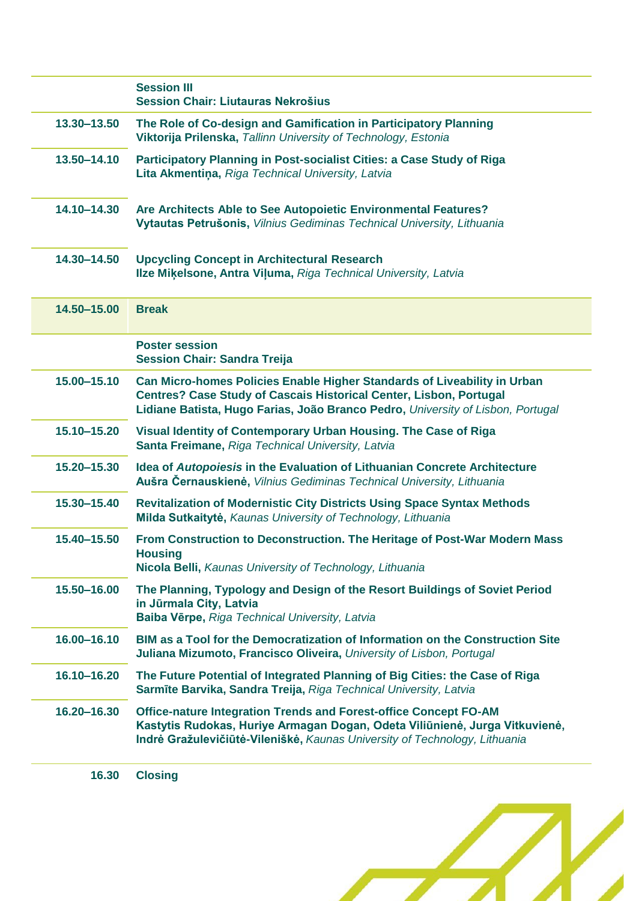| | |
|---|---|
| | **Session III**<br>**Session Chair: Liutauras Nekrošius** |
| **13.30–13.50** | **The Role of Co-design and Gamification in Participatory Planning**<br>**Viktorija Prilenska,** *Tallinn University of Technology, Estonia* |
| **13.50–14.10** | **Participatory Planning in Post-socialist Cities: a Case Study of Riga**<br>**Lita Akmentiņa,** *Riga Technical University, Latvia* |
| **14.10–14.30** | **Are Architects Able to See Autopoietic Environmental Features?**<br>**Vytautas Petrušonis,** *Vilnius Gediminas Technical University, Lithuania* |
| **14.30–14.50** | **Upcycling Concept in Architectural Research**<br>**Ilze Miķelsone, Antra Viļuma,** *Riga Technical University, Latvia* |
| **14.50–15.00** | **Break** |
| | **Poster session**<br>**Session Chair: Sandra Treija** |
| **15.00–15.10** | **Can Micro-homes Policies Enable Higher Standards of Liveability in Urban Centres? Case Study of Cascais Historical Center, Lisbon, Portugal**<br>**Lidiane Batista, Hugo Farias, João Branco Pedro,** *University of Lisbon, Portugal* |
| **15.10–15.20** | **Visual Identity of Contemporary Urban Housing. The Case of Riga**<br>**Santa Freimane,** *Riga Technical University, Latvia* |
| **15.20–15.30** | **Idea of *Autopoiesis* in the Evaluation of Lithuanian Concrete Architecture**<br>**Aušra Černauskienė,** *Vilnius Gediminas Technical University, Lithuania* |
| **15.30–15.40** | **Revitalization of Modernistic City Districts Using Space Syntax Methods**<br>**Milda Sutkaitytė,** *Kaunas University of Technology, Lithuania* |
| **15.40–15.50** | **From Construction to Deconstruction. The Heritage of Post-War Modern Mass Housing**<br>**Nicola Belli,** *Kaunas University of Technology, Lithuania* |
| **15.50–16.00** | **The Planning, Typology and Design of the Resort Buildings of Soviet Period in Jūrmala City, Latvia**<br>**Baiba Vērpe,** *Riga Technical University, Latvia* |
| **16.00–16.10** | **BIM as a Tool for the Democratization of Information on the Construction Site**<br>**Juliana Mizumoto, Francisco Oliveira,** *University of Lisbon, Portugal* |
| **16.10–16.20** | **The Future Potential of Integrated Planning of Big Cities: the Case of Riga**<br>**Sarmīte Barvika, Sandra Treija,** *Riga Technical University, Latvia* |
| **16.20–16.30** | **Office-nature Integration Trends and Forest-office Concept FO-AM**<br>**Kastytis Rudokas, Huriye Armagan Dogan, Odeta Viliūnienė, Jurga Vitkuvienė, Indrė Gražulevičiūtė-Vileniškė,** *Kaunas University of Technology, Lithuania* |
| **16.30** | **Closing** |